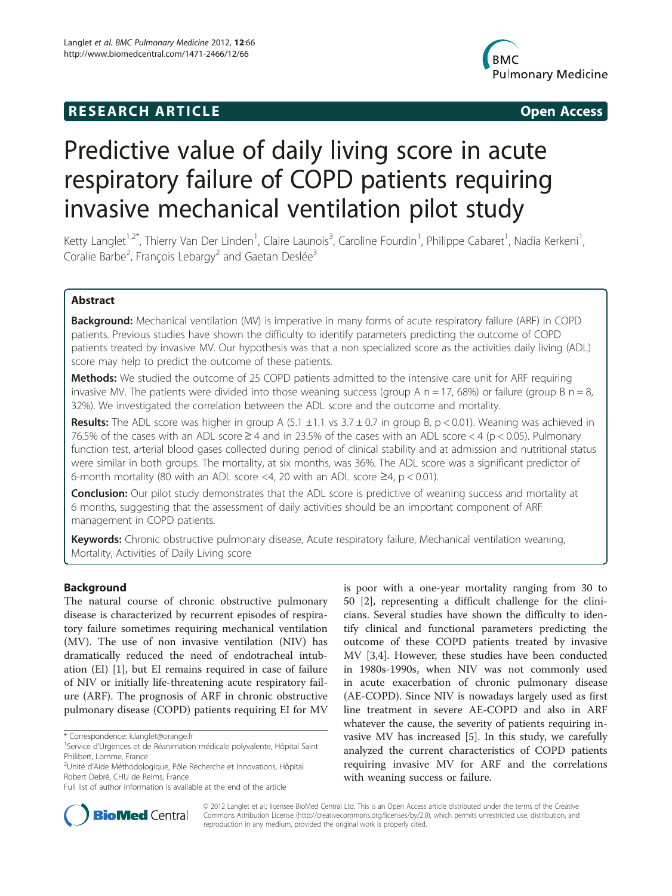**RESEARCH ARTICLE** **Open Access**

# Predictive value of daily living score in acute respiratory failure of COPD patients requiring invasive mechanical ventilation pilot study

Ketty Langlet[1,2*], Thierry Van Der Linden[1], Claire Launois[3], Caroline Fourdin[1], Philippe Cabaret[1], Nadia Kerkeni[1], Coralie Barbe[2], François Lebargy[2] and Gaetan Deslée[3]

## Abstract

**Background:** Mechanical ventilation (MV) is imperative in many forms of acute respiratory failure (ARF) in COPD patients. Previous studies have shown the difficulty to identify parameters predicting the outcome of COPD patients treated by invasive MV. Our hypothesis was that a non specialized score as the activities daily living (ADL) score may help to predict the outcome of these patients.

**Methods:** We studied the outcome of 25 COPD patients admitted to the intensive care unit for ARF requiring invasive MV. The patients were divided into those weaning success (group A n = 17, 68%) or failure (group B n = 8, 32%). We investigated the correlation between the ADL score and the outcome and mortality.

**Results:** The ADL score was higher in group A (5.1 ±1.1 vs 3.7 ± 0.7 in group B, $p < 0.01$). Weaning was achieved in 76.5% of the cases with an ADL score ≥ 4 and in 23.5% of the cases with an ADL score < 4 ($p < 0.05$). Pulmonary function test, arterial blood gases collected during period of clinical stability and at admission and nutritional status were similar in both groups. The mortality, at six months, was 36%. The ADL score was a significant predictor of 6-month mortality (80 with an ADL score <4, 20 with an ADL score ≥4, $p < 0.01$).

**Conclusion:** Our pilot study demonstrates that the ADL score is predictive of weaning success and mortality at 6 months, suggesting that the assessment of daily activities should be an important component of ARF management in COPD patients.

**Keywords:** Chronic obstructive pulmonary disease, Acute respiratory failure, Mechanical ventilation weaning, Mortality, Activities of Daily Living score

## Background

The natural course of chronic obstructive pulmonary disease is characterized by recurrent episodes of respiratory failure sometimes requiring mechanical ventilation (MV). The use of non invasive ventilation (NIV) has dramatically reduced the need of endotracheal intubation (EI) [1], but EI remains required in case of failure of NIV or initially life-threatening acute respiratory failure (ARF). The prognosis of ARF in chronic obstructive pulmonary disease (COPD) patients requiring EI for MV is poor with a one-year mortality ranging from 30 to 50 [2], representing a difficult challenge for the clinicians. Several studies have shown the difficulty to identify clinical and functional parameters predicting the outcome of these COPD patients treated by invasive MV [3,4]. However, these studies have been conducted in 1980s-1990s, when NIV was not commonly used in acute exacerbation of chronic pulmonary disease (AE-COPD). Since NIV is nowadays largely used as first line treatment in severe AE-COPD and also in ARF whatever the cause, the severity of patients requiring invasive MV has increased [5]. In this study, we carefully analyzed the current characteristics of COPD patients requiring invasive MV for ARF and the correlations with weaning success or failure.

\* Correspondence: k.langlet@orange.fr
[1]Service d'Urgences et de Réanimation médicale polyvalente, Hôpital Saint Philibert, Lomme, France
[2]Unité d'Aide Méthodologique, Pôle Recherche et Innovations, Hôpital Robert Debré, CHU de Reims, France
Full list of author information is available at the end of the article

© 2012 Langlet et al.; licensee BioMed Central Ltd. This is an Open Access article distributed under the terms of the Creative Commons Attribution License (http://creativecommons.org/licenses/by/2.0), which permits unrestricted use, distribution, and reproduction in any medium, provided the original work is properly cited.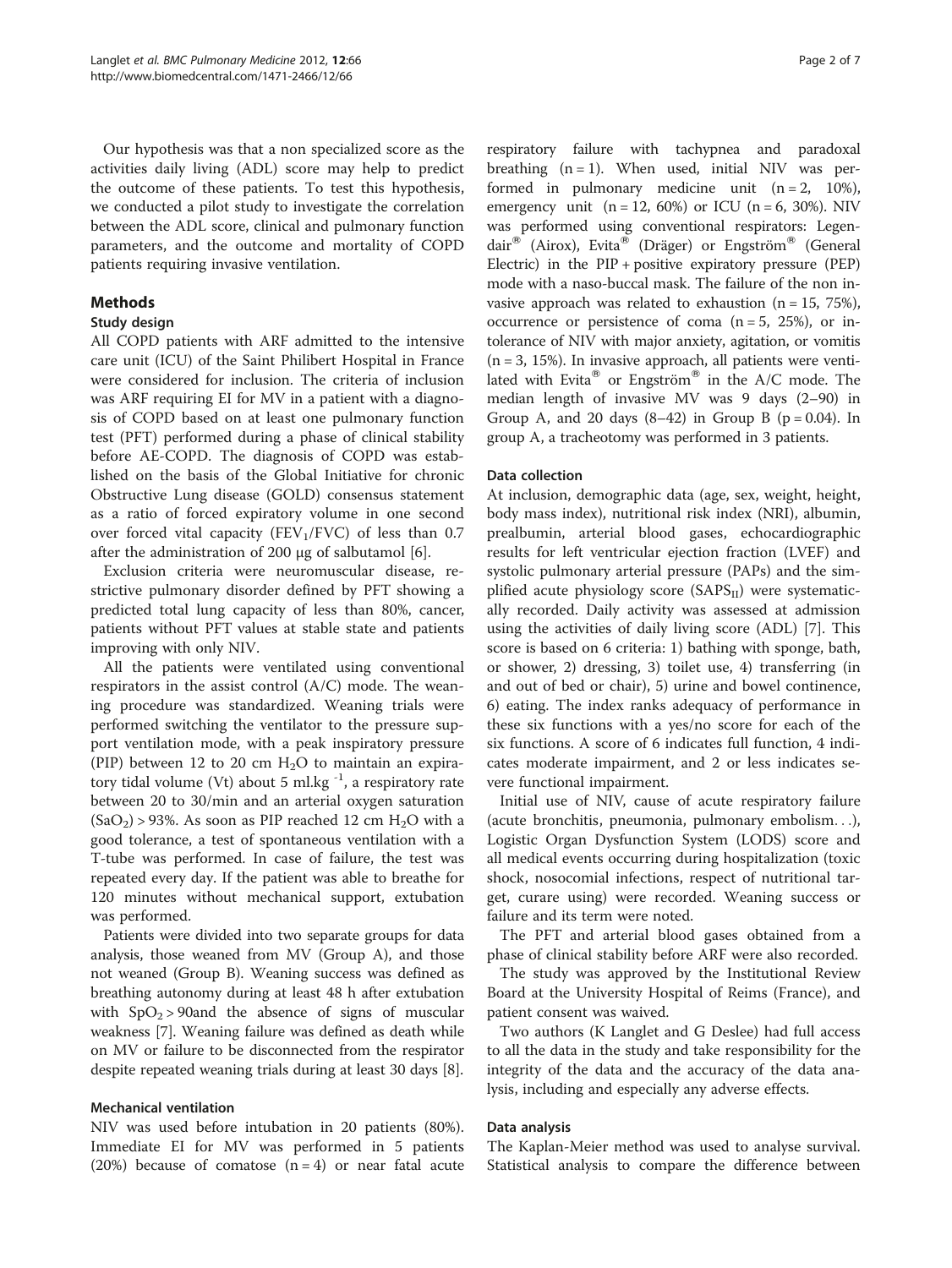Our hypothesis was that a non specialized score as the activities daily living (ADL) score may help to predict the outcome of these patients. To test this hypothesis, we conducted a pilot study to investigate the correlation between the ADL score, clinical and pulmonary function parameters, and the outcome and mortality of COPD patients requiring invasive ventilation.

## Methods

### Study design

All COPD patients with ARF admitted to the intensive care unit (ICU) of the Saint Philibert Hospital in France were considered for inclusion. The criteria of inclusion was ARF requiring EI for MV in a patient with a diagnosis of COPD based on at least one pulmonary function test (PFT) performed during a phase of clinical stability before AE-COPD. The diagnosis of COPD was established on the basis of the Global Initiative for chronic Obstructive Lung disease (GOLD) consensus statement as a ratio of forced expiratory volume in one second over forced vital capacity ($FEV_1/FVC$) of less than 0.7 after the administration of 200 μg of salbutamol [6].

Exclusion criteria were neuromuscular disease, restrictive pulmonary disorder defined by PFT showing a predicted total lung capacity of less than 80%, cancer, patients without PFT values at stable state and patients improving with only NIV.

All the patients were ventilated using conventional respirators in the assist control (A/C) mode. The weaning procedure was standardized. Weaning trials were performed switching the ventilator to the pressure support ventilation mode, with a peak inspiratory pressure (PIP) between 12 to 20 cm $H_2O$ to maintain an expiratory tidal volume (Vt) about 5 $ml.kg^{-1}$, a respiratory rate between 20 to 30/min and an arterial oxygen saturation ($SaO_2$) > 93%. As soon as PIP reached 12 cm $H_2O$ with a good tolerance, a test of spontaneous ventilation with a T-tube was performed. In case of failure, the test was repeated every day. If the patient was able to breathe for 120 minutes without mechanical support, extubation was performed.

Patients were divided into two separate groups for data analysis, those weaned from MV (Group A), and those not weaned (Group B). Weaning success was defined as breathing autonomy during at least 48 h after extubation with $SpO_2$ > 90and the absence of signs of muscular weakness [7]. Weaning failure was defined as death while on MV or failure to be disconnected from the respirator despite repeated weaning trials during at least 30 days [8].

### Mechanical ventilation

NIV was used before intubation in 20 patients (80%). Immediate EI for MV was performed in 5 patients (20%) because of comatose (n = 4) or near fatal acute respiratory failure with tachypnea and paradoxal breathing (n = 1). When used, initial NIV was performed in pulmonary medicine unit (n = 2, 10%), emergency unit (n = 12, 60%) or ICU (n = 6, 30%). NIV was performed using conventional respirators: Legendair® (Airox), Evita® (Dräger) or Engström® (General Electric) in the PIP + positive expiratory pressure (PEP) mode with a naso-buccal mask. The failure of the non invasive approach was related to exhaustion (n = 15, 75%), occurrence or persistence of coma (n = 5, 25%), or intolerance of NIV with major anxiety, agitation, or vomitis (n = 3, 15%). In invasive approach, all patients were ventilated with Evita® or Engström® in the A/C mode. The median length of invasive MV was 9 days (2–90) in Group A, and 20 days (8–42) in Group B (p = 0.04). In group A, a tracheotomy was performed in 3 patients.

### Data collection

At inclusion, demographic data (age, sex, weight, height, body mass index), nutritional risk index (NRI), albumin, prealbumin, arterial blood gases, echocardiographic results for left ventricular ejection fraction (LVEF) and systolic pulmonary arterial pressure (PAPs) and the simplified acute physiology score ($SAPS_{II}$) were systematically recorded. Daily activity was assessed at admission using the activities of daily living score (ADL) [7]. This score is based on 6 criteria: 1) bathing with sponge, bath, or shower, 2) dressing, 3) toilet use, 4) transferring (in and out of bed or chair), 5) urine and bowel continence, 6) eating. The index ranks adequacy of performance in these six functions with a yes/no score for each of the six functions. A score of 6 indicates full function, 4 indicates moderate impairment, and 2 or less indicates severe functional impairment.

Initial use of NIV, cause of acute respiratory failure (acute bronchitis, pneumonia, pulmonary embolism…), Logistic Organ Dysfunction System (LODS) score and all medical events occurring during hospitalization (toxic shock, nosocomial infections, respect of nutritional target, curare using) were recorded. Weaning success or failure and its term were noted.

The PFT and arterial blood gases obtained from a phase of clinical stability before ARF were also recorded.

The study was approved by the Institutional Review Board at the University Hospital of Reims (France), and patient consent was waived.

Two authors (K Langlet and G Deslee) had full access to all the data in the study and take responsibility for the integrity of the data and the accuracy of the data analysis, including and especially any adverse effects.

### Data analysis

The Kaplan-Meier method was used to analyse survival. Statistical analysis to compare the difference between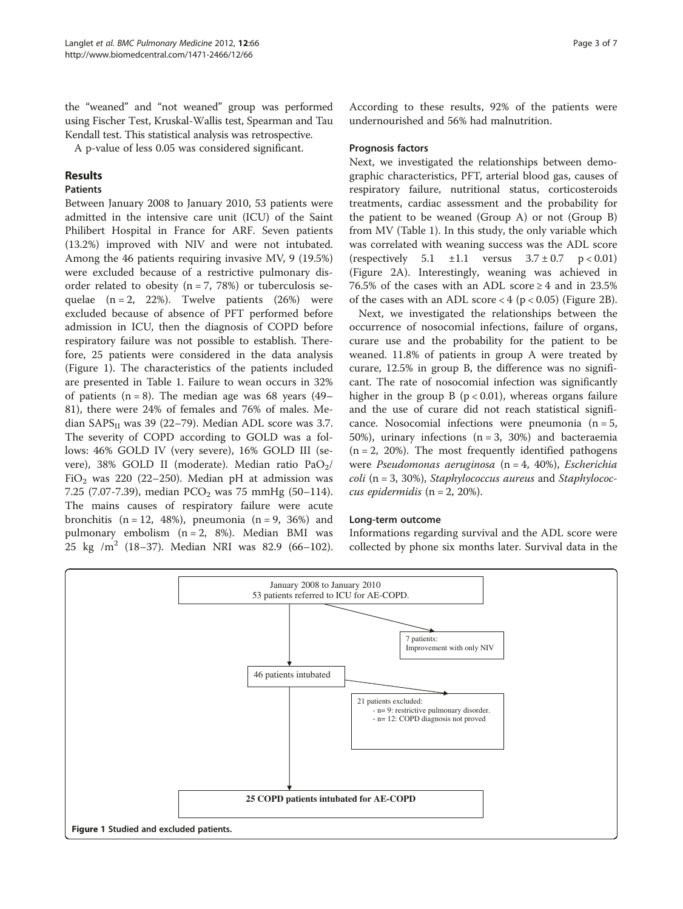the "weaned" and "not weaned" group was performed using Fischer Test, Kruskal-Wallis test, Spearman and Tau Kendall test. This statistical analysis was retrospective.

A p-value of less 0.05 was considered significant.

## Results

### Patients

Between January 2008 to January 2010, 53 patients were admitted in the intensive care unit (ICU) of the Saint Philibert Hospital in France for ARF. Seven patients (13.2%) improved with NIV and were not intubated. Among the 46 patients requiring invasive MV, 9 (19.5%) were excluded because of a restrictive pulmonary disorder related to obesity (n = 7, 78%) or tuberculosis sequelae (n = 2, 22%). Twelve patients (26%) were excluded because of absence of PFT performed before admission in ICU, then the diagnosis of COPD before respiratory failure was not possible to establish. Therefore, 25 patients were considered in the data analysis (Figure 1). The characteristics of the patients included are presented in Table 1. Failure to wean occurs in 32% of patients (n = 8). The median age was 68 years (49–81), there were 24% of females and 76% of males. Median $SAPS_{II}$ was 39 (22–79). Median ADL score was 3.7. The severity of COPD according to GOLD was a follows: 46% GOLD IV (very severe), 16% GOLD III (severe), 38% GOLD II (moderate). Median ratio $PaO_2/FiO_2$ was 220 (22–250). Median pH at admission was 7.25 (7.07-7.39), median $PCO_2$ was 75 mmHg (50–114). The mains causes of respiratory failure were acute bronchitis (n = 12, 48%), pneumonia (n = 9, 36%) and pulmonary embolism (n = 2, 8%). Median BMI was 25 kg /$m^2$ (18–37). Median NRI was 82.9 (66–102). According to these results, 92% of the patients were undernourished and 56% had malnutrition.

### Prognosis factors

Next, we investigated the relationships between demographic characteristics, PFT, arterial blood gas, causes of respiratory failure, nutritional status, corticosteroids treatments, cardiac assessment and the probability for the patient to be weaned (Group A) or not (Group B) from MV (Table 1). In this study, the only variable which was correlated with weaning success was the ADL score (respectively 5.1 ±1.1 versus 3.7 ± 0.7 $p < 0.01$) (Figure 2A). Interestingly, weaning was achieved in 76.5% of the cases with an ADL score ≥ 4 and in 23.5% of the cases with an ADL score < 4 ($p < 0.05$) (Figure 2B).

Next, we investigated the relationships between the occurrence of nosocomial infections, failure of organs, curare use and the probability for the patient to be weaned. 11.8% of patients in group A were treated by curare, 12.5% in group B, the difference was no significant. The rate of nosocomial infection was significantly higher in the group B ($p < 0.01$), whereas organs failure and the use of curare did not reach statistical significance. Nosocomial infections were pneumonia (n = 5, 50%), urinary infections (n = 3, 30%) and bacteraemia (n = 2, 20%). The most frequently identified pathogens were *Pseudomonas aeruginosa* (n = 4, 40%), *Escherichia coli* (n = 3, 30%), *Staphylococcus aureus* and *Staphylococcus epidermidis* (n = 2, 20%).

### Long-term outcome

Informations regarding survival and the ADL score were collected by phone six months later. Survival data in the

January 2008 to January 2010
53 patients referred to ICU for AE-COPD.

7 patients:
Improvement with only NIV

46 patients intubated

21 patients excluded:
- n= 9: restrictive pulmonary disorder.
- n= 12: COPD diagnosis not proved

**25 COPD patients intubated for AE-COPD**

**Figure 1** Studied and excluded patients.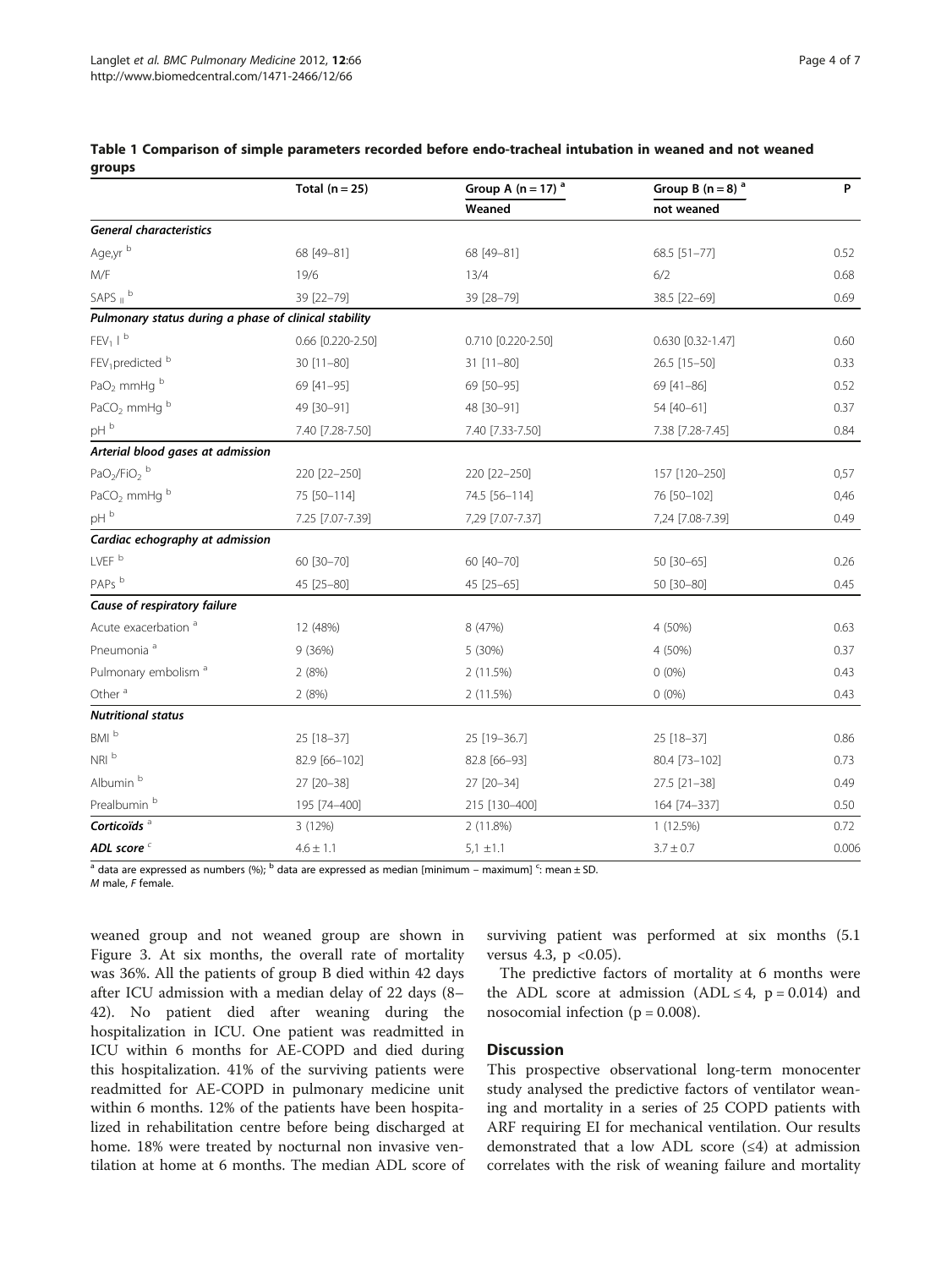**Table 1 Comparison of simple parameters recorded before endo-tracheal intubation in weaned and not weaned groups**

| | Total (n = 25) | Group A (n = 17) [a] | Group B (n = 8) [a] | P |
|---|---|---|---|---|
| | | Weaned | not weaned | |
| ***General characteristics*** | | | | |
| Age,yr [b] | 68 [49–81] | 68 [49–81] | 68.5 [51–77] | 0.52 |
| M/F | 19/6 | 13/4 | 6/2 | 0.68 |
| $SAPS_{II}$ [b] | 39 [22–79] | 39 [28–79] | 38.5 [22–69] | 0.69 |
| ***Pulmonary status during a phase of clinical stability*** | | | | |
| $FEV_1$ l [b] | 0.66 [0.220-2.50] | 0.710 [0.220-2.50] | 0.630 [0.32-1.47] | 0.60 |
| $FEV_1$predicted [b] | 30 [11–80] | 31 [11–80] | 26.5 [15–50] | 0.33 |
| $PaO_2$ mmHg [b] | 69 [41–95] | 69 [50–95] | 69 [41–86] | 0.52 |
| $PaCO_2$ mmHg [b] | 49 [30–91] | 48 [30–91] | 54 [40–61] | 0.37 |
| pH [b] | 7.40 [7.28-7.50] | 7.40 [7.33-7.50] | 7.38 [7.28-7.45] | 0.84 |
| ***Arterial blood gases at admission*** | | | | |
| $PaO_2/FiO_2$ [b] | 220 [22–250] | 220 [22–250] | 157 [120–250] | 0,57 |
| $PaCO_2$ mmHg [b] | 75 [50–114] | 74.5 [56–114] | 76 [50–102] | 0,46 |
| pH [b] | 7.25 [7.07-7.39] | 7,29 [7.07-7.37] | 7,24 [7.08-7.39] | 0.49 |
| ***Cardiac echography at admission*** | | | | |
| LVEF [b] | 60 [30–70] | 60 [40–70] | 50 [30–65] | 0.26 |
| PAPs [b] | 45 [25–80] | 45 [25–65] | 50 [30–80] | 0.45 |
| ***Cause of respiratory failure*** | | | | |
| Acute exacerbation [a] | 12 (48%) | 8 (47%) | 4 (50%) | 0.63 |
| Pneumonia [a] | 9 (36%) | 5 (30%) | 4 (50%) | 0.37 |
| Pulmonary embolism [a] | 2 (8%) | 2 (11.5%) | 0 (0%) | 0.43 |
| Other [a] | 2 (8%) | 2 (11.5%) | 0 (0%) | 0.43 |
| ***Nutritional status*** | | | | |
| BMI [b] | 25 [18–37] | 25 [19–36.7] | 25 [18–37] | 0.86 |
| NRI [b] | 82.9 [66–102] | 82.8 [66–93] | 80.4 [73–102] | 0.73 |
| Albumin [b] | 27 [20–38] | 27 [20–34] | 27.5 [21–38] | 0.49 |
| Prealbumin [b] | 195 [74–400] | 215 [130–400] | 164 [74–337] | 0.50 |
| ***Corticoids*** [a] | 3 (12%) | 2 (11.8%) | 1 (12.5%) | 0.72 |
| ***ADL score*** [c] | 4.6 ± 1.1 | 5,1 ±1.1 | 3.7 ± 0.7 | 0.006 |

[a] data are expressed as numbers (%); [b] data are expressed as median [minimum – maximum] [c]: mean ± SD.
*M* male, *F* female.

weaned group and not weaned group are shown in Figure 3. At six months, the overall rate of mortality was 36%. All the patients of group B died within 42 days after ICU admission with a median delay of 22 days (8–42). No patient died after weaning during the hospitalization in ICU. One patient was readmitted in ICU within 6 months for AE-COPD and died during this hospitalization. 41% of the surviving patients were readmitted for AE-COPD in pulmonary medicine unit within 6 months. 12% of the patients have been hospitalized in rehabilitation centre before being discharged at home. 18% were treated by nocturnal non invasive ventilation at home at 6 months. The median ADL score of surviving patient was performed at six months (5.1 versus 4.3, $p < 0.05$).

The predictive factors of mortality at 6 months were the ADL score at admission (ADL ≤ 4, $p = 0.014$) and nosocomial infection ($p = 0.008$).

## Discussion

This prospective observational long-term monocenter study analysed the predictive factors of ventilator weaning and mortality in a series of 25 COPD patients with ARF requiring EI for mechanical ventilation. Our results demonstrated that a low ADL score (≤4) at admission correlates with the risk of weaning failure and mortality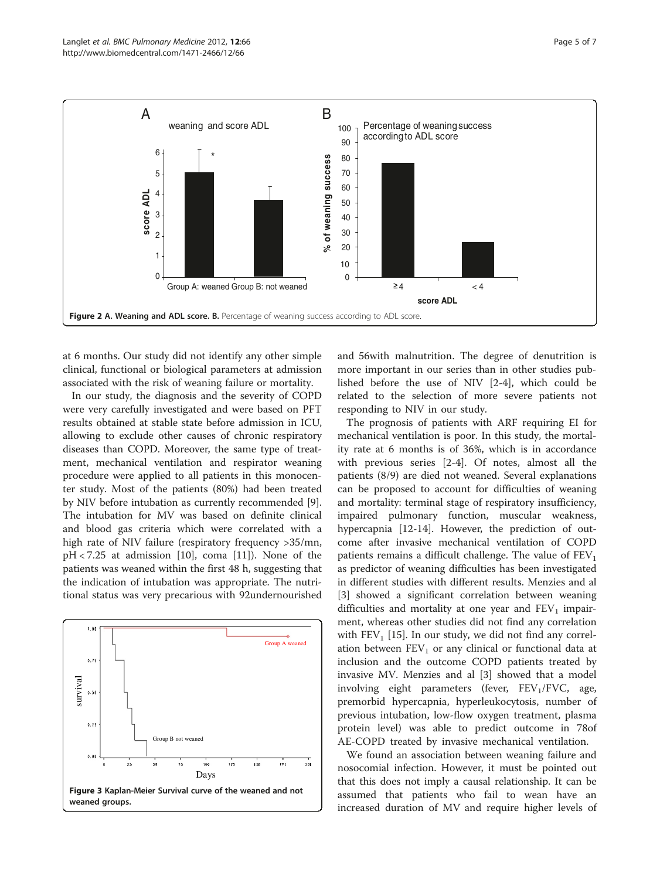**Figure 2 A. Weaning and ADL score. B.** Percentage of weaning success according to ADL score.

at 6 months. Our study did not identify any other simple clinical, functional or biological parameters at admission associated with the risk of weaning failure or mortality.

In our study, the diagnosis and the severity of COPD were very carefully investigated and were based on PFT results obtained at stable state before admission in ICU, allowing to exclude other causes of chronic respiratory diseases than COPD. Moreover, the same type of treatment, mechanical ventilation and respirator weaning procedure were applied to all patients in this monocenter study. Most of the patients (80%) had been treated by NIV before intubation as currently recommended [9]. The intubation for MV was based on definite clinical and blood gas criteria which were correlated with a high rate of NIV failure (respiratory frequency >35/mn, pH < 7.25 at admission [10], coma [11]). None of the patients was weaned within the first 48 h, suggesting that the indication of intubation was appropriate. The nutritional status was very precarious with 92undernourished and 56with malnutrition. The degree of denutrition is more important in our series than in other studies published before the use of NIV [2-4], which could be related to the selection of more severe patients not responding to NIV in our study.

**Figure 3 Kaplan-Meier Survival curve of the weaned and not weaned groups.**

The prognosis of patients with ARF requiring EI for mechanical ventilation is poor. In this study, the mortality rate at 6 months is of 36%, which is in accordance with previous series [2-4]. Of notes, almost all the patients (8/9) are died not weaned. Several explanations can be proposed to account for difficulties of weaning and mortality: terminal stage of respiratory insufficiency, impaired pulmonary function, muscular weakness, hypercapnia [12-14]. However, the prediction of outcome after invasive mechanical ventilation of COPD patients remains a difficult challenge. The value of $FEV_1$ as predictor of weaning difficulties has been investigated in different studies with different results. Menzies and al [3] showed a significant correlation between weaning difficulties and mortality at one year and $FEV_1$ impairment, whereas other studies did not find any correlation with $FEV_1$ [15]. In our study, we did not find any correlation between $FEV_1$ or any clinical or functional data at inclusion and the outcome COPD patients treated by invasive MV. Menzies and al [3] showed that a model involving eight parameters (fever, $FEV_1$/FVC, age, premorbid hypercapnia, hyperleukocytosis, number of previous intubation, low-flow oxygen treatment, plasma protein level) was able to predict outcome in 78of AE-COPD treated by invasive mechanical ventilation.

We found an association between weaning failure and nosocomial infection. However, it must be pointed out that this does not imply a causal relationship. It can be assumed that patients who fail to wean have an increased duration of MV and require higher levels of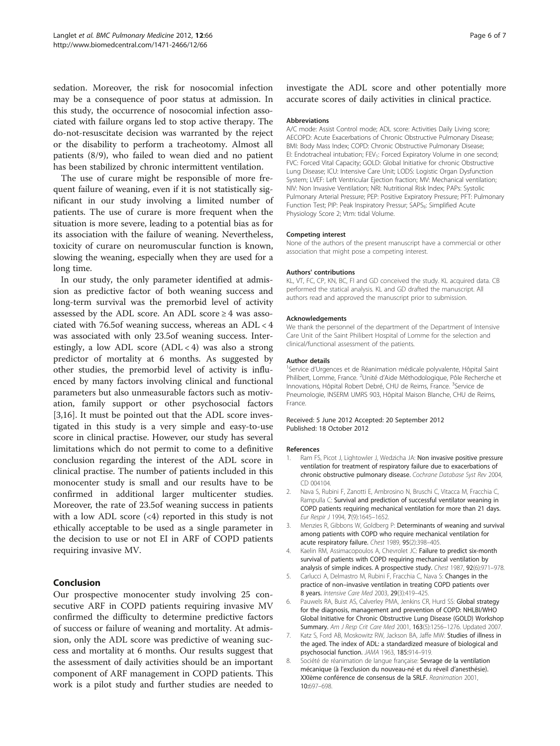sedation. Moreover, the risk for nosocomial infection may be a consequence of poor status at admission. In this study, the occurrence of nosocomial infection associated with failure organs led to stop active therapy. The do-not-resuscitate decision was warranted by the reject or the disability to perform a tracheotomy. Almost all patients (8/9), who failed to wean died and no patient has been stabilized by chronic intermittent ventilation.

The use of curare might be responsible of more frequent failure of weaning, even if it is not statistically significant in our study involving a limited number of patients. The use of curare is more frequent when the situation is more severe, leading to a potential bias as for its association with the failure of weaning. Nevertheless, toxicity of curare on neuromuscular function is known, slowing the weaning, especially when they are used for a long time.

In our study, the only parameter identified at admission as predictive factor of both weaning success and long-term survival was the premorbid level of activity assessed by the ADL score. An ADL score ≥ 4 was associated with 76.5of weaning success, whereas an ADL < 4 was associated with only 23.5of weaning success. Interestingly, a low ADL score (ADL < 4) was also a strong predictor of mortality at 6 months. As suggested by other studies, the premorbid level of activity is influenced by many factors involving clinical and functional parameters but also unmeasurable factors such as motivation, family support or other psychosocial factors [3,16]. It must be pointed out that the ADL score investigated in this study is a very simple and easy-to-use score in clinical practise. However, our study has several limitations which do not permit to come to a definitive conclusion regarding the interest of the ADL score in clinical practise. The number of patients included in this monocenter study is small and our results have to be confirmed in additional larger multicenter studies. Moreover, the rate of 23.5of weaning success in patients with a low ADL score (<4) reported in this study is not ethically acceptable to be used as a single parameter in the decision to use or not EI in ARF of COPD patients requiring invasive MV.

## Conclusion

Our prospective monocenter study involving 25 consecutive ARF in COPD patients requiring invasive MV confirmed the difficulty to determine predictive factors of success or failure of weaning and mortality. At admission, only the ADL score was predictive of weaning success and mortality at 6 months. Our results suggest that the assessment of daily activities should be an important component of ARF management in COPD patients. This work is a pilot study and further studies are needed to investigate the ADL score and other potentially more accurate scores of daily activities in clinical practice.

#### Abbreviations

A/C mode: Assist Control mode; ADL score: Activities Daily Living score; AECOPD: Acute Exacerbations of Chronic Obstructive Pulmonary Disease; BMI: Body Mass Index; COPD: Chronic Obstructive Pulmonary Disease; EI: Endotracheal intubation; $FEV_1$: Forced Expiratory Volume in one second; FVC: Forced Vital Capacity; GOLD: Global Initiative for chronic Obstructive Lung Disease; ICU: Intensive Care Unit; LODS: Logistic Organ Dysfunction System; LVEF: Left Ventricular Ejection fraction; MV: Mechanical ventilation; NIV: Non Invasive Ventilation; NRI: Nutritional Risk Index; PAPs: Systolic Pulmonary Arterial Pressure; PEP: Positive Expiratory Pressure; PFT: Pulmonary Function Test; PIP: Peak Inspiratory Pressur; $SAPS_{II}$: Simplified Acute Physiology Score 2; Vtm: tidal Volume.

#### Competing interest

None of the authors of the present manuscript have a commercial or other association that might pose a competing interest.

#### Authors' contributions

KL, VT, FC, CP, KN, BC, FI and GD conceived the study. KL acquired data. CB performed the statical analysis. KL and GD drafted the manuscript. All authors read and approved the manuscript prior to submission.

#### Acknowledgements

We thank the personnel of the department of the Department of Intensive Care Unit of the Saint Philibert Hospital of Lomme for the selection and clinical/functional assessment of the patients.

#### Author details

[1]Service d'Urgences et de Réanimation médicale polyvalente, Hôpital Saint Philibert, Lomme, France. [2]Unité d'Aide Méthodologique, Pôle Recherche et Innovations, Hôpital Robert Debré, CHU de Reims, France. [3]Service de Pneumologie, INSERM UMRS 903, Hôpital Maison Blanche, CHU de Reims, France.

Received: 5 June 2012 Accepted: 20 September 2012
Published: 18 October 2012

#### References

1. Ram FS, Picot J, Lightowler J, Wedzicha JA: **Non invasive positive pressure ventilation for treatment of respiratory failure due to exacerbations of chronic obstructive pulmonary disease.** *Cochrane Database Syst Rev* 2004, CD 004104.
2. Nava S, Rubini F, Zanotti E, Ambrosino N, Bruschi C, Vitacca M, Fracchia C, Rampulla C: **Survival and prediction of successful ventilator weaning in COPD patients requiring mechanical ventilation for more than 21 days.** *Eur Respir J* 1994, **7**(9):1645–1652.
3. Menzies R, Gibbons W, Goldberg P: **Determinants of weaning and survival among patients with COPD who require mechanical ventilation for acute respiratory failure.** *Chest* 1989, **95**(2):398–405.
4. Kaelin RM, Assimacopoulos A, Chevrolet JC: **Failure to predict six-month survival of patients with COPD requiring mechanical ventilation by analysis of simple indices. A prospective study.** *Chest* 1987, **92**(6):971–978.
5. Carlucci A, Delmastro M, Rubini F, Fracchia C, Nava S: **Changes in the practice of non–invasive ventilation in treating COPD patients over 8 years.** *Intensive Care Med* 2003, **29**(3):419–425.
6. Pauwels RA, Buist AS, Calverley PMA, Jenkins CR, Hurd SS: **Global strategy for the diagnosis, management and prevention of COPD: NHLBI/WHO Global Initiative for Chronic Obstructive Lung Disease (GOLD) Workshop Summary.** *Am J Resp Crit Care Med* 2001, **163**(5):1256–1276. Updated 2007.
7. Katz S, Ford AB, Moskowitz RW, Jackson BA, Jaffe MW: **Studies of illness in the aged. The index of ADL: a standardized measure of biological and psychosocial function.** *JAMA* 1963, **185**:914–919.
8. Société de réanimation de langue française: **Sevrage de la ventilation mécanique (à l'exclusion du nouveau-né et du réveil d'anesthésie). XXIème conférence de consensus de la SRLF.** *Reanimation* 2001, **10**:697–698.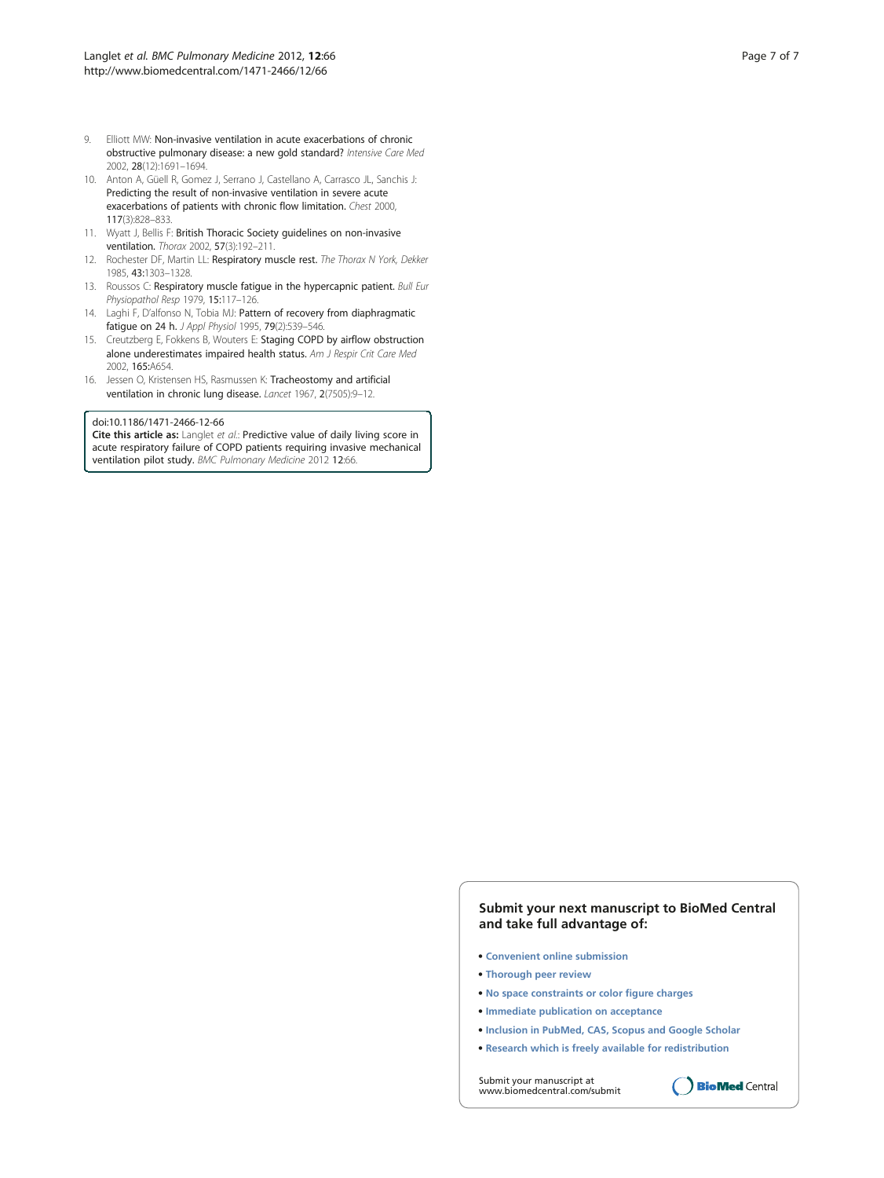9. Elliott MW: **Non-invasive ventilation in acute exacerbations of chronic obstructive pulmonary disease: a new gold standard?** *Intensive Care Med* 2002, **28**(12):1691–1694.
10. Anton A, Güell R, Gomez J, Serrano J, Castellano A, Carrasco JL, Sanchis J: **Predicting the result of non-invasive ventilation in severe acute exacerbations of patients with chronic flow limitation.** *Chest* 2000, **117**(3):828–833.
11. Wyatt J, Bellis F: **British Thoracic Society guidelines on non-invasive ventilation.** *Thorax* 2002, **57**(3):192–211.
12. Rochester DF, Martin LL: **Respiratory muscle rest.** *The Thorax N York, Dekker* 1985, **43:**1303–1328.
13. Roussos C: **Respiratory muscle fatigue in the hypercapnic patient.** *Bull Eur Physiopathol Resp* 1979, **15:**117–126.
14. Laghi F, D'alfonso N, Tobia MJ: **Pattern of recovery from diaphragmatic fatigue on 24 h.** *J Appl Physiol* 1995, **79**(2):539–546.
15. Creutzberg E, Fokkens B, Wouters E: **Staging COPD by airflow obstruction alone underestimates impaired health status.** *Am J Respir Crit Care Med* 2002, **165:**A654.
16. Jessen O, Kristensen HS, Rasmussen K: **Tracheostomy and artificial ventilation in chronic lung disease.** *Lancet* 1967, **2**(7505):9–12.

doi:10.1186/1471-2466-12-66

**Cite this article as:** Langlet *et al.*: Predictive value of daily living score in acute respiratory failure of COPD patients requiring invasive mechanical ventilation pilot study. *BMC Pulmonary Medicine* 2012 **12**:66.

**Submit your next manuscript to BioMed Central and take full advantage of:**

- **Convenient online submission**
- **Thorough peer review**
- **No space constraints or color figure charges**
- **Immediate publication on acceptance**
- **Inclusion in PubMed, CAS, Scopus and Google Scholar**
- **Research which is freely available for redistribution**

Submit your manuscript at
www.biomedcentral.com/submit

BioMed Central